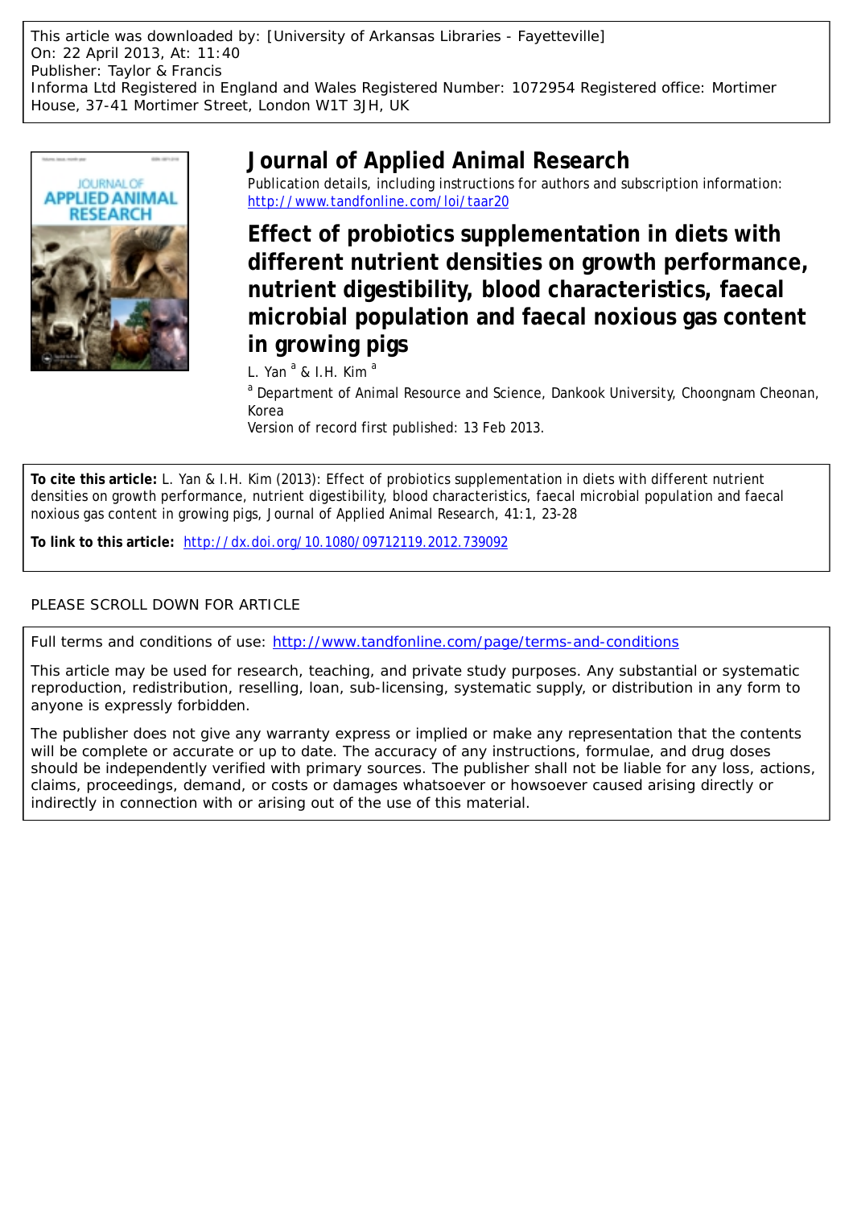This article was downloaded by: [University of Arkansas Libraries - Fayetteville]
On: 22 April 2013, At: 11:40
Publisher: Taylor & Francis
Informa Ltd Registered in England and Wales Registered Number: 1072954 Registered office: Mortimer House, 37-41 Mortimer Street, London W1T 3JH, UK

# Journal of Applied Animal Research

Publication details, including instructions for authors and subscription information: http://www.tandfonline.com/loi/taar20

# Effect of probiotics supplementation in diets with different nutrient densities on growth performance, nutrient digestibility, blood characteristics, faecal microbial population and faecal noxious gas content in growing pigs

L. Yan [a] & I.H. Kim [a]

[a] Department of Animal Resource and Science, Dankook University, Choongnam Cheonan, Korea

Version of record first published: 13 Feb 2013.

**To cite this article:** L. Yan & I.H. Kim (2013): Effect of probiotics supplementation in diets with different nutrient densities on growth performance, nutrient digestibility, blood characteristics, faecal microbial population and faecal noxious gas content in growing pigs, Journal of Applied Animal Research, 41:1, 23-28

**To link to this article:** http://dx.doi.org/10.1080/09712119.2012.739092

PLEASE SCROLL DOWN FOR ARTICLE

Full terms and conditions of use: http://www.tandfonline.com/page/terms-and-conditions

This article may be used for research, teaching, and private study purposes. Any substantial or systematic reproduction, redistribution, reselling, loan, sub-licensing, systematic supply, or distribution in any form to anyone is expressly forbidden.

The publisher does not give any warranty express or implied or make any representation that the contents will be complete or accurate or up to date. The accuracy of any instructions, formulae, and drug doses should be independently verified with primary sources. The publisher shall not be liable for any loss, actions, claims, proceedings, demand, or costs or damages whatsoever or howsoever caused arising directly or indirectly in connection with or arising out of the use of this material.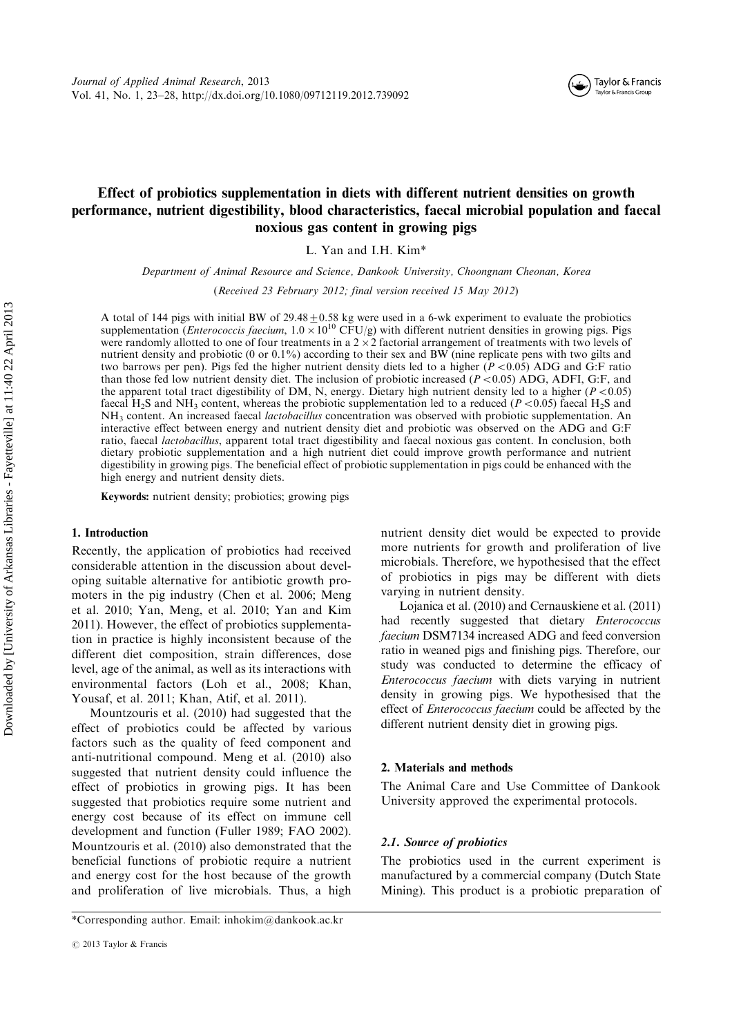# Effect of probiotics supplementation in diets with different nutrient densities on growth performance, nutrient digestibility, blood characteristics, faecal microbial population and faecal noxious gas content in growing pigs

L. Yan and I.H. Kim*

*Department of Animal Resource and Science, Dankook University, Choongnam Cheonan, Korea*

(*Received 23 February 2012; final version received 15 May 2012*)

A total of 144 pigs with initial BW of $29.48 \pm 0.58$ kg were used in a 6-wk experiment to evaluate the probiotics supplementation (*Enterococcis faecium*, $1.0 \times 10^{10}$ CFU/g) with different nutrient densities in growing pigs. Pigs were randomly allotted to one of four treatments in a $2 \times 2$ factorial arrangement of treatments with two levels of nutrient density and probiotic (0 or 0.1%) according to their sex and BW (nine replicate pens with two gilts and two barrows per pen). Pigs fed the higher nutrient density diets led to a higher ($P < 0.05$) ADG and G:F ratio than those fed low nutrient density diet. The inclusion of probiotic increased ($P < 0.05$) ADG, ADFI, G:F, and the apparent total tract digestibility of DM, N, energy. Dietary high nutrient density led to a higher ($P < 0.05$) faecal $H_2S$ and $NH_3$ content, whereas the probiotic supplementation led to a reduced ($P < 0.05$) faecal $H_2S$ and $NH_3$ content. An increased faecal *lactobacillus* concentration was observed with probiotic supplementation. An interactive effect between energy and nutrient density diet and probiotic was observed on the ADG and G:F ratio, faecal *lactobacillus*, apparent total tract digestibility and faecal noxious gas content. In conclusion, both dietary probiotic supplementation and a high nutrient diet could improve growth performance and nutrient digestibility in growing pigs. The beneficial effect of probiotic supplementation in pigs could be enhanced with the high energy and nutrient density diets.

**Keywords:** nutrient density; probiotics; growing pigs

## 1. Introduction

Recently, the application of probiotics had received considerable attention in the discussion about developing suitable alternative for antibiotic growth promoters in the pig industry (Chen et al. 2006; Meng et al. 2010; Yan, Meng, et al. 2010; Yan and Kim 2011). However, the effect of probiotics supplementation in practice is highly inconsistent because of the different diet composition, strain differences, dose level, age of the animal, as well as its interactions with environmental factors (Loh et al., 2008; Khan, Yousaf, et al. 2011; Khan, Atif, et al. 2011).

Mountzouris et al. (2010) had suggested that the effect of probiotics could be affected by various factors such as the quality of feed component and anti-nutritional compound. Meng et al. (2010) also suggested that nutrient density could influence the effect of probiotics in growing pigs. It has been suggested that probiotics require some nutrient and energy cost because of its effect on immune cell development and function (Fuller 1989; FAO 2002). Mountzouris et al. (2010) also demonstrated that the beneficial functions of probiotic require a nutrient and energy cost for the host because of the growth and proliferation of live microbials. Thus, a high nutrient density diet would be expected to provide more nutrients for growth and proliferation of live microbials. Therefore, we hypothesised that the effect of probiotics in pigs may be different with diets varying in nutrient density.

Lojanica et al. (2010) and Cernauskiene et al. (2011) had recently suggested that dietary *Enterococcus faecium* DSM7134 increased ADG and feed conversion ratio in weaned pigs and finishing pigs. Therefore, our study was conducted to determine the efficacy of *Enterococcus faecium* with diets varying in nutrient density in growing pigs. We hypothesised that the effect of *Enterococcus faecium* could be affected by the different nutrient density diet in growing pigs.

## 2. Materials and methods

The Animal Care and Use Committee of Dankook University approved the experimental protocols.

### 2.1. Source of probiotics

The probiotics used in the current experiment is manufactured by a commercial company (Dutch State Mining). This product is a probiotic preparation of

*Corresponding author. Email: inhokim@dankook.ac.kr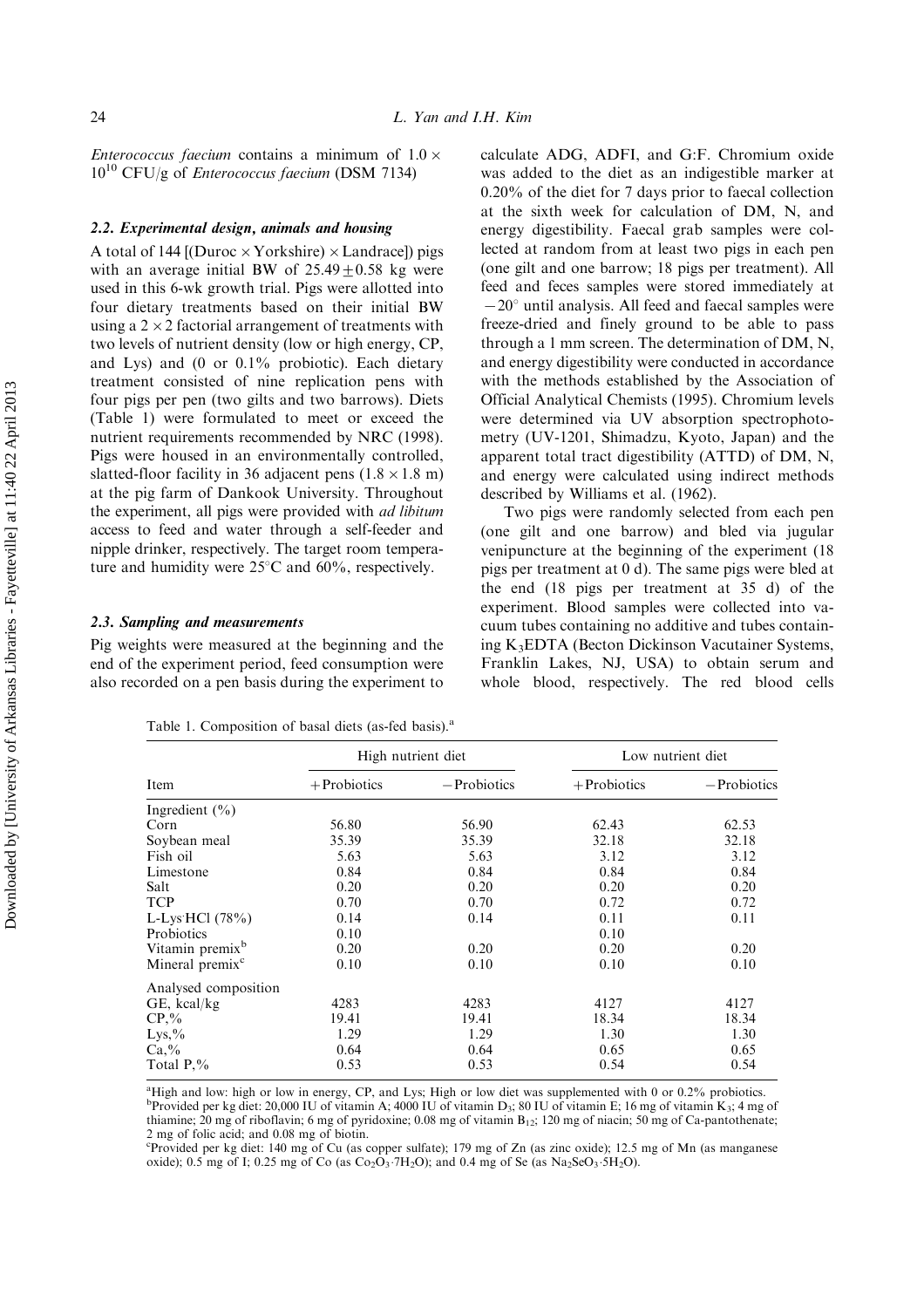*Enterococcus faecium* contains a minimum of $1.0 \times 10^{10}$ CFU/g of *Enterococcus faecium* (DSM 7134)

### 2.2. Experimental design, animals and housing

A total of 144 [(Duroc × Yorkshire) × Landrace]) pigs with an average initial BW of $25.49 \pm 0.58$ kg were used in this 6-wk growth trial. Pigs were allotted into four dietary treatments based on their initial BW using a $2 \times 2$ factorial arrangement of treatments with two levels of nutrient density (low or high energy, CP, and Lys) and (0 or 0.1% probiotic). Each dietary treatment consisted of nine replication pens with four pigs per pen (two gilts and two barrows). Diets (Table 1) were formulated to meet or exceed the nutrient requirements recommended by NRC (1998). Pigs were housed in an environmentally controlled, slatted-floor facility in 36 adjacent pens ($1.8 \times 1.8$ m) at the pig farm of Dankook University. Throughout the experiment, all pigs were provided with *ad libitum* access to feed and water through a self-feeder and nipple drinker, respectively. The target room temperature and humidity were 25°C and 60%, respectively.

### 2.3. Sampling and measurements

Pig weights were measured at the beginning and the end of the experiment period, feed consumption were also recorded on a pen basis during the experiment to calculate ADG, ADFI, and G:F. Chromium oxide was added to the diet as an indigestible marker at 0.20% of the diet for 7 days prior to faecal collection at the sixth week for calculation of DM, N, and energy digestibility. Faecal grab samples were collected at random from at least two pigs in each pen (one gilt and one barrow; 18 pigs per treatment). All feed and feces samples were stored immediately at −20° until analysis. All feed and faecal samples were freeze-dried and finely ground to be able to pass through a 1 mm screen. The determination of DM, N, and energy digestibility were conducted in accordance with the methods established by the Association of Official Analytical Chemists (1995). Chromium levels were determined via UV absorption spectrophotometry (UV-1201, Shimadzu, Kyoto, Japan) and the apparent total tract digestibility (ATTD) of DM, N, and energy were calculated using indirect methods described by Williams et al. (1962).

Two pigs were randomly selected from each pen (one gilt and one barrow) and bled via jugular venipuncture at the beginning of the experiment (18 pigs per treatment at 0 d). The same pigs were bled at the end (18 pigs per treatment at 35 d) of the experiment. Blood samples were collected into vacuum tubes containing no additive and tubes containing $K_3EDTA$ (Becton Dickinson Vacutainer Systems, Franklin Lakes, NJ, USA) to obtain serum and whole blood, respectively. The red blood cells

Table 1. Composition of basal diets (as-fed basis).[a]

| Item | High nutrient diet | | Low nutrient diet | |
|---|---|---|---|---|
| | +Probiotics | −Probiotics | +Probiotics | −Probiotics |
| Ingredient (%) | | | | |
| Corn | 56.80 | 56.90 | 62.43 | 62.53 |
| Soybean meal | 35.39 | 35.39 | 32.18 | 32.18 |
| Fish oil | 5.63 | 5.63 | 3.12 | 3.12 |
| Limestone | 0.84 | 0.84 | 0.84 | 0.84 |
| Salt | 0.20 | 0.20 | 0.20 | 0.20 |
| TCP | 0.70 | 0.70 | 0.72 | 0.72 |
| L-Lys·HCl (78%) | 0.14 | 0.14 | 0.11 | 0.11 |
| Probiotics | 0.10 | | 0.10 | |
| Vitamin premix[b] | 0.20 | 0.20 | 0.20 | 0.20 |
| Mineral premix[c] | 0.10 | 0.10 | 0.10 | 0.10 |
| Analysed composition | | | | |
| GE, kcal/kg | 4283 | 4283 | 4127 | 4127 |
| CP,% | 19.41 | 19.41 | 18.34 | 18.34 |
| Lys,% | 1.29 | 1.29 | 1.30 | 1.30 |
| Ca,% | 0.64 | 0.64 | 0.65 | 0.65 |
| Total P,% | 0.53 | 0.53 | 0.54 | 0.54 |

[a]High and low: high or low in energy, CP, and Lys; High or low diet was supplemented with 0 or 0.2% probiotics.
[b]Provided per kg diet: 20,000 IU of vitamin A; 4000 IU of vitamin $D_3$; 80 IU of vitamin E; 16 mg of vitamin $K_3$; 4 mg of thiamine; 20 mg of riboflavin; 6 mg of pyridoxine; 0.08 mg of vitamin $B_{12}$; 120 mg of niacin; 50 mg of Ca-pantothenate; 2 mg of folic acid; and 0.08 mg of biotin.
[c]Provided per kg diet: 140 mg of Cu (as copper sulfate); 179 mg of Zn (as zinc oxide); 12.5 mg of Mn (as manganese oxide); 0.5 mg of I; 0.25 mg of Co (as $Co_2O_3 \cdot 7H_2O$); and 0.4 mg of Se (as $Na_2SeO_3 \cdot 5H_2O$).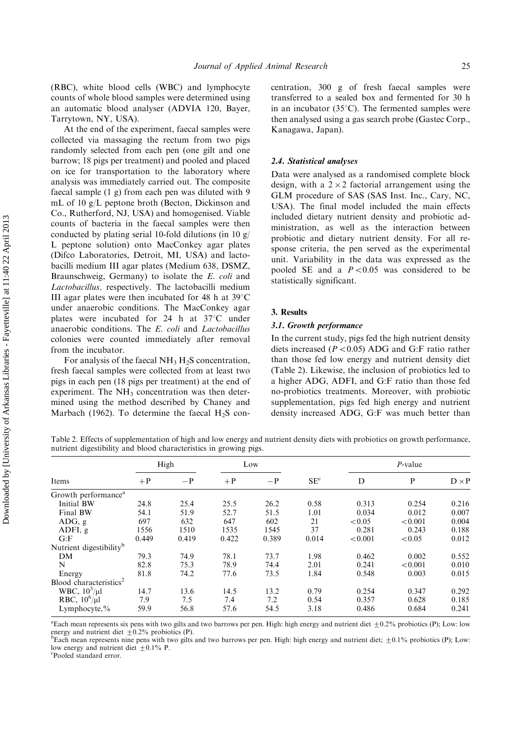(RBC), white blood cells (WBC) and lymphocyte counts of whole blood samples were determined using an automatic blood analyser (ADVIA 120, Bayer, Tarrytown, NY, USA).

At the end of the experiment, faecal samples were collected via massaging the rectum from two pigs randomly selected from each pen (one gilt and one barrow; 18 pigs per treatment) and pooled and placed on ice for transportation to the laboratory where analysis was immediately carried out. The composite faecal sample (1 g) from each pen was diluted with 9 mL of 10 g/L peptone broth (Becton, Dickinson and Co., Rutherford, NJ, USA) and homogenised. Viable counts of bacteria in the faecal samples were then conducted by plating serial 10-fold dilutions (in 10 g/L peptone solution) onto MacConkey agar plates (Difco Laboratories, Detroit, MI, USA) and lactobacilli medium III agar plates (Medium 638, DSMZ, Braunschweig, Germany) to isolate the *E. coli* and *Lactobacillus,* respectively. The lactobacilli medium III agar plates were then incubated for 48 h at 39°C under anaerobic conditions. The MacConkey agar plates were incubated for 24 h at 37°C under anaerobic conditions. The *E. coli* and *Lactobacillus* colonies were counted immediately after removal from the incubator.

For analysis of the faecal $NH_3$ $H_2S$ concentration, fresh faecal samples were collected from at least two pigs in each pen (18 pigs per treatment) at the end of experiment. The $NH_3$ concentration was then determined using the method described by Chaney and Marbach (1962). To determine the faecal $H_2S$ concentration, 300 g of fresh faecal samples were transferred to a sealed box and fermented for 30 h in an incubator (35°C). The fermented samples were then analysed using a gas search probe (Gastec Corp., Kanagawa, Japan).

### 2.4. Statistical analyses

Data were analysed as a randomised complete block design, with a $2 \times 2$ factorial arrangement using the GLM procedure of SAS (SAS Inst. Inc., Cary, NC, USA). The final model included the main effects included dietary nutrient density and probiotic administration, as well as the interaction between probiotic and dietary nutrient density. For all response criteria, the pen served as the experimental unit. Variability in the data was expressed as the pooled SE and a $P < 0.05$ was considered to be statistically significant.

## 3. Results

### 3.1. Growth performance

In the current study, pigs fed the high nutrient density diets increased ($P < 0.05$) ADG and G:F ratio rather than those fed low energy and nutrient density diet (Table 2). Likewise, the inclusion of probiotics led to a higher ADG, ADFI, and G:F ratio than those fed no-probiotics treatments. Moreover, with probiotic supplementation, pigs fed high energy and nutrient density increased ADG, G:F was much better than

Table 2. Effects of supplementation of high and low energy and nutrient density diets with probiotics on growth performance, nutrient digestibility and blood characteristics in growing pigs.

| | High | | Low | | | *P*-value | | |
|---|---|---|---|---|---|---|---|---|
| Items | +P | −P | +P | −P | SE[c] | D | P | D × P |
| Growth performance[a] | | | | | | | | |
| Initial BW | 24.8 | 25.4 | 25.5 | 26.2 | 0.58 | 0.313 | 0.254 | 0.216 |
| Final BW | 54.1 | 51.9 | 52.7 | 51.5 | 1.01 | 0.034 | 0.012 | 0.007 |
| ADG, g | 697 | 632 | 647 | 602 | 21 | <0.05 | <0.001 | 0.004 |
| ADFI, g | 1556 | 1510 | 1535 | 1545 | 37 | 0.281 | 0.243 | 0.188 |
| G:F | 0.449 | 0.419 | 0.422 | 0.389 | 0.014 | <0.001 | <0.05 | 0.012 |
| Nutrient digestibility[b] | | | | | | | | |
| DM | 79.3 | 74.9 | 78.1 | 73.7 | 1.98 | 0.462 | 0.002 | 0.552 |
| N | 82.8 | 75.3 | 78.9 | 74.4 | 2.01 | 0.241 | <0.001 | 0.010 |
| Energy | 81.8 | 74.2 | 77.6 | 73.5 | 1.84 | 0.548 | 0.003 | 0.015 |
| Blood characteristics[2] | | | | | | | | |
| WBC, $10^3/\mu l$ | 14.7 | 13.6 | 14.5 | 13.2 | 0.79 | 0.254 | 0.347 | 0.292 |
| RBC, $10^6/\mu l$ | 7.9 | 7.5 | 7.4 | 7.2 | 0.54 | 0.357 | 0.628 | 0.185 |
| Lymphocyte,% | 59.9 | 56.8 | 57.6 | 54.5 | 3.18 | 0.486 | 0.684 | 0.241 |

[a]Each mean represents six pens with two gilts and two barrows per pen. High: high energy and nutrient diet ±0.2% probiotics (P); Low: low energy and nutrient diet ±0.2% probiotics (P).
[b]Each mean represents nine pens with two gilts and two barrows per pen. High: high energy and nutrient diet; ±0.1% probiotics (P); Low: low energy and nutrient diet ±0.1% P.
[c]Pooled standard error.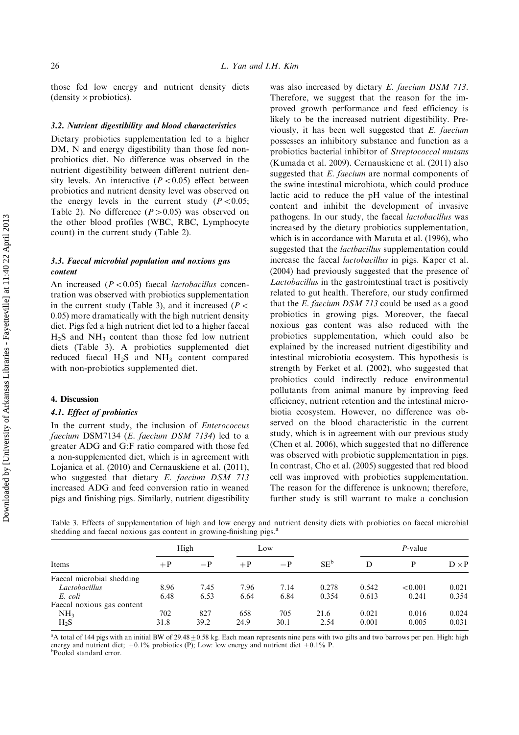those fed low energy and nutrient density diets (density × probiotics).

### 3.2. Nutrient digestibility and blood characteristics

Dietary probiotics supplementation led to a higher DM, N and energy digestibility than those fed non-probiotics diet. No difference was observed in the nutrient digestibility between different nutrient density levels. An interactive ($P<0.05$) effect between probiotics and nutrient density level was observed on the energy levels in the current study ($P<0.05$; Table 2). No difference ($P>0.05$) was observed on the other blood profiles (WBC, RBC, Lymphocyte count) in the current study (Table 2).

### 3.3. Faecal microbial population and noxious gas content

An increased ($P<0.05$) faecal *lactobacillus* concentration was observed with probiotics supplementation in the current study (Table 3), and it increased ($P<0.05$) more dramatically with the high nutrient density diet. Pigs fed a high nutrient diet led to a higher faecal $H_2S$ and $NH_3$ content than those fed low nutrient diets (Table 3). A probiotics supplemented diet reduced faecal $H_2S$ and $NH_3$ content compared with non-probiotics supplemented diet.

## 4. Discussion

### 4.1. Effect of probiotics

In the current study, the inclusion of *Enterococcus faecium* DSM7134 (*E. faecium DSM 7134*) led to a greater ADG and G:F ratio compared with those fed a non-supplemented diet, which is in agreement with Lojanica et al. (2010) and Cernauskiene et al. (2011), who suggested that dietary *E. faecium DSM 713* increased ADG and feed conversion ratio in weaned pigs and finishing pigs. Similarly, nutrient digestibility was also increased by dietary *E. faecium DSM 713*. Therefore, we suggest that the reason for the improved growth performance and feed efficiency is likely to be the increased nutrient digestibility. Previously, it has been well suggested that *E. faecium* possesses an inhibitory substance and function as a probiotics bacterial inhibitor of *Streptococcal mutans* (Kumada et al. 2009). Cernauskiene et al. (2011) also suggested that *E. faecium* are normal components of the swine intestinal microbiota, which could produce lactic acid to reduce the pH value of the intestinal content and inhibit the development of invasive pathogens. In our study, the faecal *lactobacillus* was increased by the dietary probiotics supplementation, which is in accordance with Maruta et al. (1996), who suggested that the *lactbacillus* supplementation could increase the faecal *lactobacillus* in pigs. Kaper et al. (2004) had previously suggested that the presence of *Lactobacillus* in the gastrointestinal tract is positively related to gut health. Therefore, our study confirmed that the *E. faecium DSM 713* could be used as a good probiotics in growing pigs. Moreover, the faecal noxious gas content was also reduced with the probiotics supplementation, which could also be explained by the increased nutrient digestibility and intestinal microbiotia ecosystem. This hypothesis is strength by Ferket et al. (2002), who suggested that probiotics could indirectly reduce environmental pollutants from animal manure by improving feed efficiency, nutrient retention and the intestinal microbiotia ecosystem. However, no difference was observed on the blood characteristic in the current study, which is in agreement with our previous study (Chen et al. 2006), which suggested that no difference was observed with probiotic supplementation in pigs. In contrast, Cho et al. (2005) suggested that red blood cell was improved with probiotics supplementation. The reason for the difference is unknown; therefore, further study is still warrant to make a conclusion

Table 3. Effects of supplementation of high and low energy and nutrient density diets with probiotics on faecal microbial shedding and faecal noxious gas content in growing-finishing pigs.[a]

| Items | High | | Low | | SE[b] | *P*-value | | |
|---|---|---|---|---|---|---|---|---|
| | +P | −P | +P | −P | | D | P | D × P |
| Faecal microbial shedding | | | | | | | | |
| *Lactobacillus* | 8.96 | 7.45 | 7.96 | 7.14 | 0.278 | 0.542 | <0.001 | 0.021 |
| *E. coli* | 6.48 | 6.53 | 6.64 | 6.84 | 0.354 | 0.613 | 0.241 | 0.354 |
| Faecal noxious gas content | | | | | | | | |
| $NH_3$ | 702 | 827 | 658 | 705 | 21.6 | 0.021 | 0.016 | 0.024 |
| $H_2S$ | 31.8 | 39.2 | 24.9 | 30.1 | 2.54 | 0.001 | 0.005 | 0.031 |

[a]A total of 144 pigs with an initial BW of 29.48 ± 0.58 kg. Each mean represents nine pens with two gilts and two barrows per pen. High: high energy and nutrient diet; ±0.1% probiotics (P); Low: low energy and nutrient diet ±0.1% P.
[b]Pooled standard error.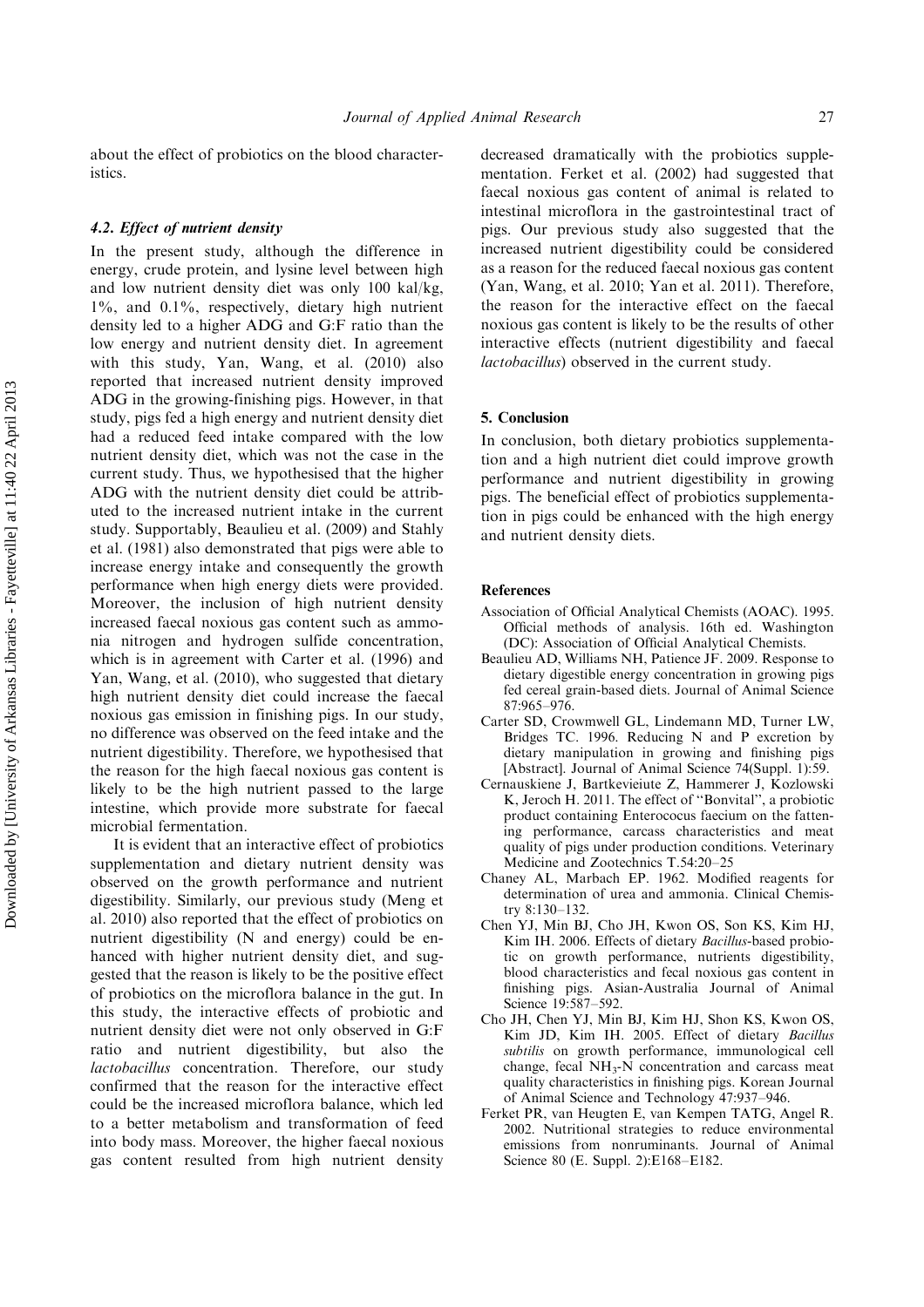about the effect of probiotics on the blood characteristics.

### 4.2. *Effect of nutrient density*

In the present study, although the difference in energy, crude protein, and lysine level between high and low nutrient density diet was only 100 kal/kg, 1%, and 0.1%, respectively, dietary high nutrient density led to a higher ADG and G:F ratio than the low energy and nutrient density diet. In agreement with this study, Yan, Wang, et al. (2010) also reported that increased nutrient density improved ADG in the growing-finishing pigs. However, in that study, pigs fed a high energy and nutrient density diet had a reduced feed intake compared with the low nutrient density diet, which was not the case in the current study. Thus, we hypothesised that the higher ADG with the nutrient density diet could be attributed to the increased nutrient intake in the current study. Supportably, Beaulieu et al. (2009) and Stahly et al. (1981) also demonstrated that pigs were able to increase energy intake and consequently the growth performance when high energy diets were provided. Moreover, the inclusion of high nutrient density increased faecal noxious gas content such as ammonia nitrogen and hydrogen sulfide concentration, which is in agreement with Carter et al. (1996) and Yan, Wang, et al. (2010), who suggested that dietary high nutrient density diet could increase the faecal noxious gas emission in finishing pigs. In our study, no difference was observed on the feed intake and the nutrient digestibility. Therefore, we hypothesised that the reason for the high faecal noxious gas content is likely to be the high nutrient passed to the large intestine, which provide more substrate for faecal microbial fermentation.

It is evident that an interactive effect of probiotics supplementation and dietary nutrient density was observed on the growth performance and nutrient digestibility. Similarly, our previous study (Meng et al. 2010) also reported that the effect of probiotics on nutrient digestibility (N and energy) could be enhanced with higher nutrient density diet, and suggested that the reason is likely to be the positive effect of probiotics on the microflora balance in the gut. In this study, the interactive effects of probiotic and nutrient density diet were not only observed in G:F ratio and nutrient digestibility, but also the *lactobacillus* concentration. Therefore, our study confirmed that the reason for the interactive effect could be the increased microflora balance, which led to a better metabolism and transformation of feed into body mass. Moreover, the higher faecal noxious gas content resulted from high nutrient density decreased dramatically with the probiotics supplementation. Ferket et al. (2002) had suggested that faecal noxious gas content of animal is related to intestinal microflora in the gastrointestinal tract of pigs. Our previous study also suggested that the increased nutrient digestibility could be considered as a reason for the reduced faecal noxious gas content (Yan, Wang, et al. 2010; Yan et al. 2011). Therefore, the reason for the interactive effect on the faecal noxious gas content is likely to be the results of other interactive effects (nutrient digestibility and faecal *lactobacillus*) observed in the current study.

## 5. Conclusion

In conclusion, both dietary probiotics supplementation and a high nutrient diet could improve growth performance and nutrient digestibility in growing pigs. The beneficial effect of probiotics supplementation in pigs could be enhanced with the high energy and nutrient density diets.

## References

Association of Official Analytical Chemists (AOAC). 1995. Official methods of analysis. 16th ed. Washington (DC): Association of Official Analytical Chemists.

Beaulieu AD, Williams NH, Patience JF. 2009. Response to dietary digestible energy concentration in growing pigs fed cereal grain-based diets. Journal of Animal Science 87:965–976.

Carter SD, Crowmwell GL, Lindemann MD, Turner LW, Bridges TC. 1996. Reducing N and P excretion by dietary manipulation in growing and finishing pigs [Abstract]. Journal of Animal Science 74(Suppl. 1):59.

Cernauskiene J, Bartkevieiute Z, Hammerer J, Kozlowski K, Jeroch H. 2011. The effect of "Bonvital", a probiotic product containing Enterococus faecium on the fattening performance, carcass characteristics and meat quality of pigs under production conditions. Veterinary Medicine and Zootechnics T.54:20–25

Chaney AL, Marbach EP. 1962. Modified reagents for determination of urea and ammonia. Clinical Chemistry 8:130–132.

Chen YJ, Min BJ, Cho JH, Kwon OS, Son KS, Kim HJ, Kim IH. 2006. Effects of dietary *Bacillus*-based probiotic on growth performance, nutrients digestibility, blood characteristics and fecal noxious gas content in finishing pigs. Asian-Australia Journal of Animal Science 19:587–592.

Cho JH, Chen YJ, Min BJ, Kim HJ, Shon KS, Kwon OS, Kim JD, Kim IH. 2005. Effect of dietary *Bacillus subtilis* on growth performance, immunological cell change, fecal $NH_3$-N concentration and carcass meat quality characteristics in finishing pigs. Korean Journal of Animal Science and Technology 47:937–946.

Ferket PR, van Heugten E, van Kempen TATG, Angel R. 2002. Nutritional strategies to reduce environmental emissions from nonruminants. Journal of Animal Science 80 (E. Suppl. 2):E168–E182.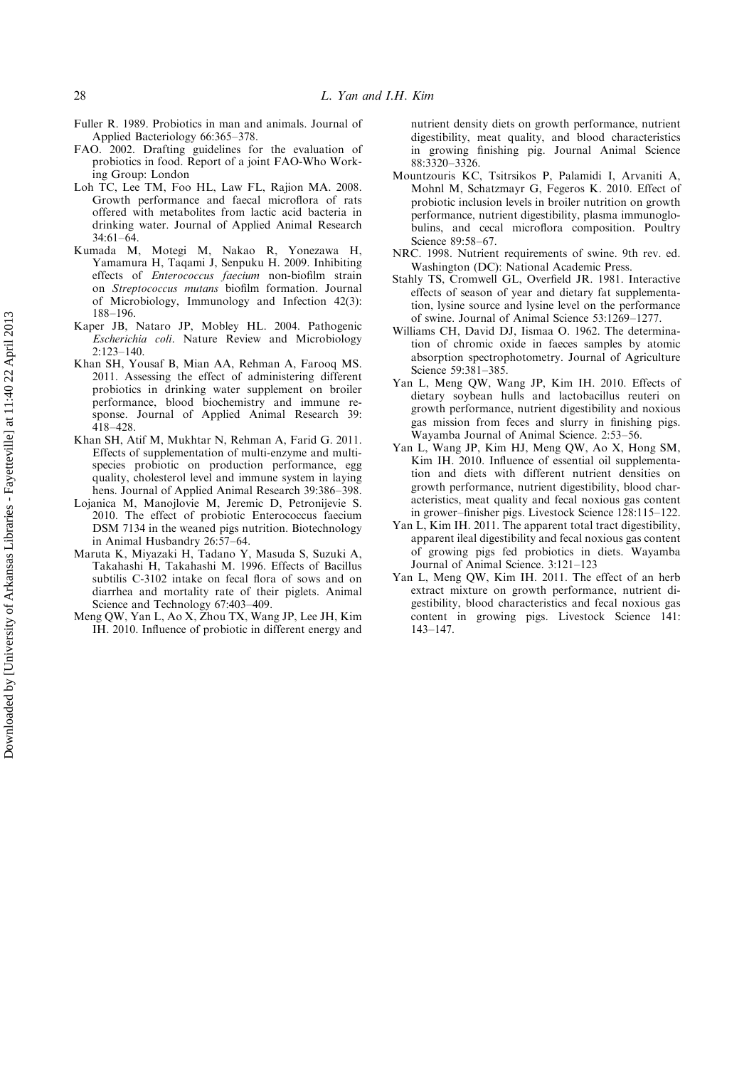Fuller R. 1989. Probiotics in man and animals. Journal of Applied Bacteriology 66:365–378.

FAO. 2002. Drafting guidelines for the evaluation of probiotics in food. Report of a joint FAO-Who Working Group: London

Loh TC, Lee TM, Foo HL, Law FL, Rajion MA. 2008. Growth performance and faecal microflora of rats offered with metabolites from lactic acid bacteria in drinking water. Journal of Applied Animal Research 34:61–64.

Kumada M, Motegi M, Nakao R, Yonezawa H, Yamamura H, Taqami J, Senpuku H. 2009. Inhibiting effects of *Enterococcus faecium* non-biofilm strain on *Streptococcus mutans* biofilm formation. Journal of Microbiology, Immunology and Infection 42(3): 188–196.

Kaper JB, Nataro JP, Mobley HL. 2004. Pathogenic *Escherichia coli*. Nature Review and Microbiology 2:123–140.

Khan SH, Yousaf B, Mian AA, Rehman A, Farooq MS. 2011. Assessing the effect of administering different probiotics in drinking water supplement on broiler performance, blood biochemistry and immune response. Journal of Applied Animal Research 39: 418–428.

Khan SH, Atif M, Mukhtar N, Rehman A, Farid G. 2011. Effects of supplementation of multi-enzyme and multi-species probiotic on production performance, egg quality, cholesterol level and immune system in laying hens. Journal of Applied Animal Research 39:386–398.

Lojanica M, Manojlovie M, Jeremic D, Petronijevie S. 2010. The effect of probiotic Enterococcus faecium DSM 7134 in the weaned pigs nutrition. Biotechnology in Animal Husbandry 26:57–64.

Maruta K, Miyazaki H, Tadano Y, Masuda S, Suzuki A, Takahashi H, Takahashi M. 1996. Effects of Bacillus subtilis C-3102 intake on fecal flora of sows and on diarrhea and mortality rate of their piglets. Animal Science and Technology 67:403–409.

Meng QW, Yan L, Ao X, Zhou TX, Wang JP, Lee JH, Kim IH. 2010. Influence of probiotic in different energy and nutrient density diets on growth performance, nutrient digestibility, meat quality, and blood characteristics in growing finishing pig. Journal Animal Science 88:3320–3326.

Mountzouris KC, Tsitrsikos P, Palamidi I, Arvaniti A, Mohnl M, Schatzmayr G, Fegeros K. 2010. Effect of probiotic inclusion levels in broiler nutrition on growth performance, nutrient digestibility, plasma immunoglobulins, and cecal microflora composition. Poultry Science 89:58–67.

NRC. 1998. Nutrient requirements of swine. 9th rev. ed. Washington (DC): National Academic Press.

Stahly TS, Cromwell GL, Overfield JR. 1981. Interactive effects of season of year and dietary fat supplementation, lysine source and lysine level on the performance of swine. Journal of Animal Science 53:1269–1277.

Williams CH, David DJ, Iismaa O. 1962. The determination of chromic oxide in faeces samples by atomic absorption spectrophotometry. Journal of Agriculture Science 59:381–385.

Yan L, Meng QW, Wang JP, Kim IH. 2010. Effects of dietary soybean hulls and lactobacillus reuteri on growth performance, nutrient digestibility and noxious gas mission from feces and slurry in finishing pigs. Wayamba Journal of Animal Science. 2:53–56.

Yan L, Wang JP, Kim HJ, Meng QW, Ao X, Hong SM, Kim IH. 2010. Influence of essential oil supplementation and diets with different nutrient densities on growth performance, nutrient digestibility, blood characteristics, meat quality and fecal noxious gas content in grower–finisher pigs. Livestock Science 128:115–122.

Yan L, Kim IH. 2011. The apparent total tract digestibility, apparent ileal digestibility and fecal noxious gas content of growing pigs fed probiotics in diets. Wayamba Journal of Animal Science. 3:121–123

Yan L, Meng QW, Kim IH. 2011. The effect of an herb extract mixture on growth performance, nutrient digestibility, blood characteristics and fecal noxious gas content in growing pigs. Livestock Science 141: 143–147.